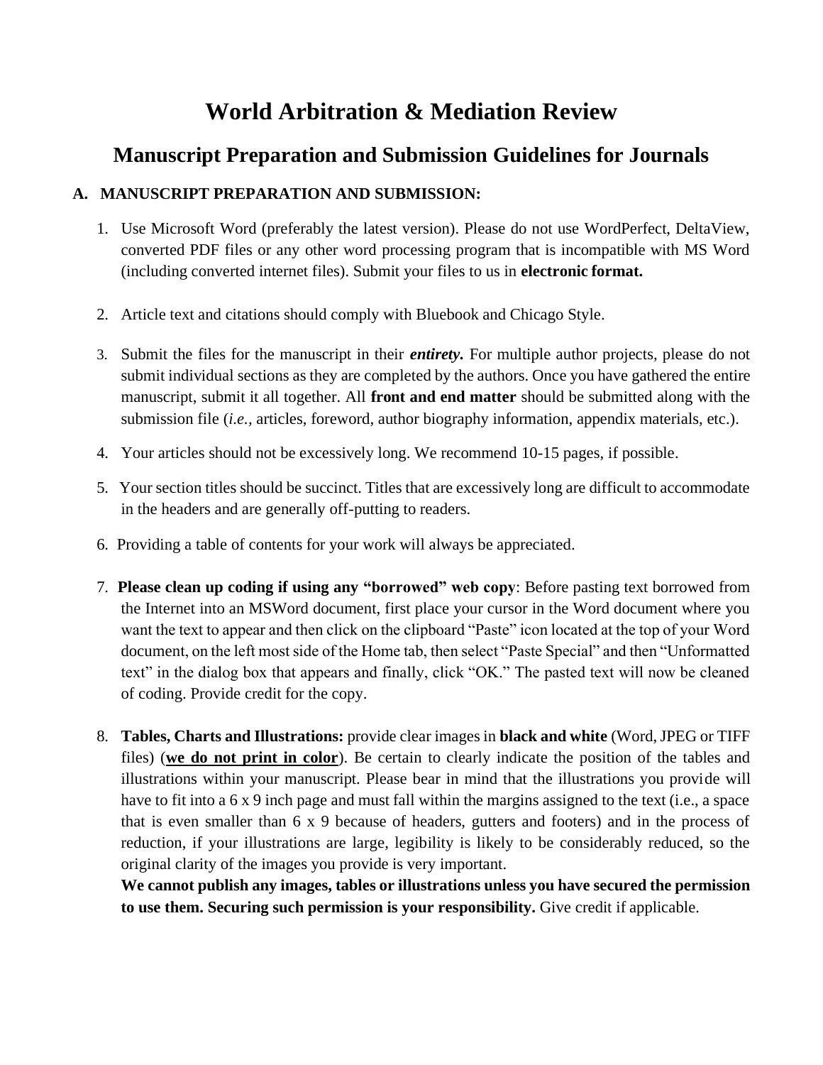# World Arbitration & Mediation Review

## Manuscript Preparation and Submission Guidelines for Journals

### A. MANUSCRIPT PREPARATION AND SUBMISSION:

1. Use Microsoft Word (preferably the latest version). Please do not use WordPerfect, DeltaView, converted PDF files or any other word processing program that is incompatible with MS Word (including converted internet files). Submit your files to us in **electronic format.**

2. Article text and citations should comply with Bluebook and Chicago Style.

3. Submit the files for the manuscript in their ***entirety.*** For multiple author projects, please do not submit individual sections as they are completed by the authors. Once you have gathered the entire manuscript, submit it all together. All **front and end matter** should be submitted along with the submission file (*i.e.,* articles, foreword, author biography information, appendix materials, etc.).

4. Your articles should not be excessively long. We recommend 10-15 pages, if possible.

5. Your section titles should be succinct. Titles that are excessively long are difficult to accommodate in the headers and are generally off-putting to readers.

6. Providing a table of contents for your work will always be appreciated.

7. **Please clean up coding if using any "borrowed" web copy**: Before pasting text borrowed from the Internet into an MSWord document, first place your cursor in the Word document where you want the text to appear and then click on the clipboard "Paste" icon located at the top of your Word document, on the left most side of the Home tab, then select "Paste Special" and then "Unformatted text" in the dialog box that appears and finally, click "OK." The pasted text will now be cleaned of coding. Provide credit for the copy.

8. **Tables, Charts and Illustrations:** provide clear images in **black and white** (Word, JPEG or TIFF files) (**we do not print in color**). Be certain to clearly indicate the position of the tables and illustrations within your manuscript. Please bear in mind that the illustrations you provide will have to fit into a 6 x 9 inch page and must fall within the margins assigned to the text (i.e., a space that is even smaller than 6 x 9 because of headers, gutters and footers) and in the process of reduction, if your illustrations are large, legibility is likely to be considerably reduced, so the original clarity of the images you provide is very important.

   **We cannot publish any images, tables or illustrations unless you have secured the permission to use them. Securing such permission is your responsibility.** Give credit if applicable.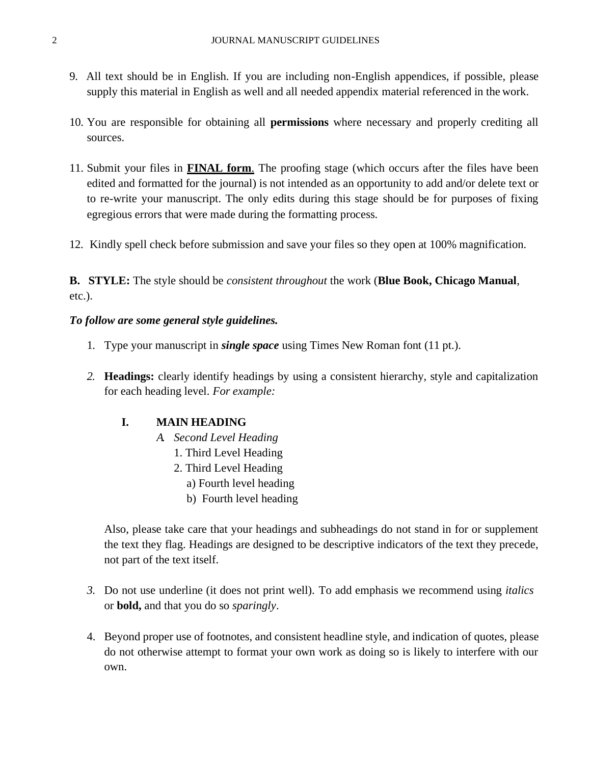9. All text should be in English. If you are including non-English appendices, if possible, please supply this material in English as well and all needed appendix material referenced in the work.

10. You are responsible for obtaining all **permissions** where necessary and properly crediting all sources.

11. Submit your files in **<u>FINAL form</u>**. The proofing stage (which occurs after the files have been edited and formatted for the journal) is not intended as an opportunity to add and/or delete text or to re-write your manuscript. The only edits during this stage should be for purposes of fixing egregious errors that were made during the formatting process.

12. Kindly spell check before submission and save your files so they open at 100% magnification.

**B. STYLE:** The style should be *consistent throughout* the work (**Blue Book, Chicago Manual**, etc.).

***To follow are some general style guidelines.***

1. Type your manuscript in ***single space*** using Times New Roman font (11 pt.).

2. **Headings:** clearly identify headings by using a consistent hierarchy, style and capitalization for each heading level. *For example:*

   **I. MAIN HEADING**

   *A. Second Level Heading*

   1. Third Level Heading
   2. Third Level Heading
      a) Fourth level heading
      b) Fourth level heading

   Also, please take care that your headings and subheadings do not stand in for or supplement the text they flag. Headings are designed to be descriptive indicators of the text they precede, not part of the text itself.

3. Do not use underline (it does not print well). To add emphasis we recommend using *italics* or **bold,** and that you do so *sparingly*.

4. Beyond proper use of footnotes, and consistent headline style, and indication of quotes, please do not otherwise attempt to format your own work as doing so is likely to interfere with our own.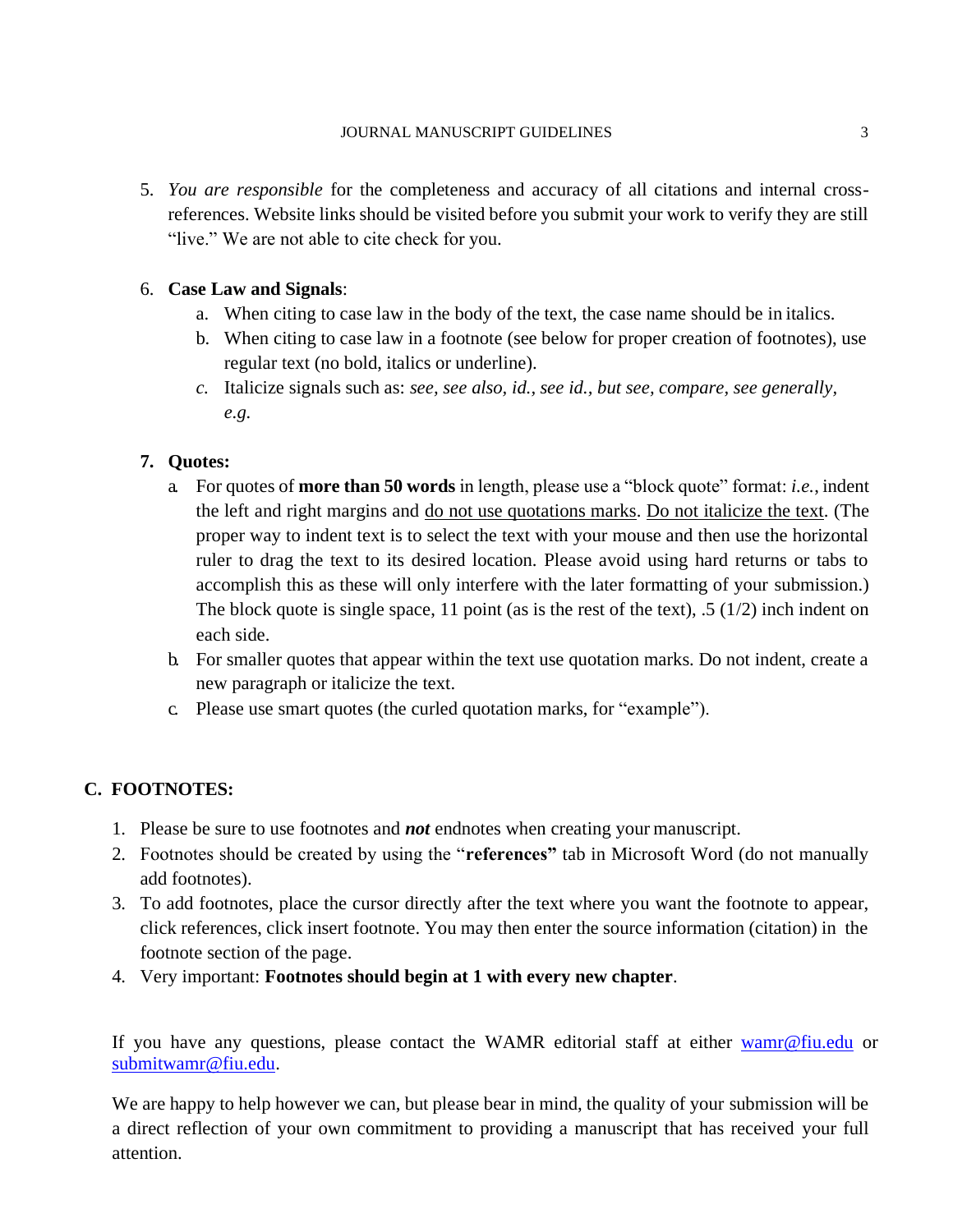5. *You are responsible* for the completeness and accuracy of all citations and internal cross-references. Website links should be visited before you submit your work to verify they are still "live." We are not able to cite check for you.

6. **Case Law and Signals**:
   a. When citing to case law in the body of the text, the case name should be in italics.
   b. When citing to case law in a footnote (see below for proper creation of footnotes), use regular text (no bold, italics or underline).
   c. Italicize signals such as: *see, see also, id., see id., but see, compare, see generally, e.g.*

7. **Quotes:**
   a. For quotes of **more than 50 words** in length, please use a "block quote" format: *i.e.,* indent the left and right margins and <u>do not use quotations marks</u>. <u>Do not italicize the text</u>. (The proper way to indent text is to select the text with your mouse and then use the horizontal ruler to drag the text to its desired location. Please avoid using hard returns or tabs to accomplish this as these will only interfere with the later formatting of your submission.) The block quote is single space, 11 point (as is the rest of the text), .5 (1/2) inch indent on each side.
   b. For smaller quotes that appear within the text use quotation marks. Do not indent, create a new paragraph or italicize the text.
   c. Please use smart quotes (the curled quotation marks, for "example").

## C. FOOTNOTES:

1. Please be sure to use footnotes and ***not*** endnotes when creating your manuscript.
2. Footnotes should be created by using the "**references"** tab in Microsoft Word (do not manually add footnotes).
3. To add footnotes, place the cursor directly after the text where you want the footnote to appear, click references, click insert footnote. You may then enter the source information (citation) in the footnote section of the page.
4. Very important: **Footnotes should begin at 1 with every new chapter**.

If you have any questions, please contact the WAMR editorial staff at either wamr@fiu.edu or submitwamr@fiu.edu.

We are happy to help however we can, but please bear in mind, the quality of your submission will be a direct reflection of your own commitment to providing a manuscript that has received your full attention.